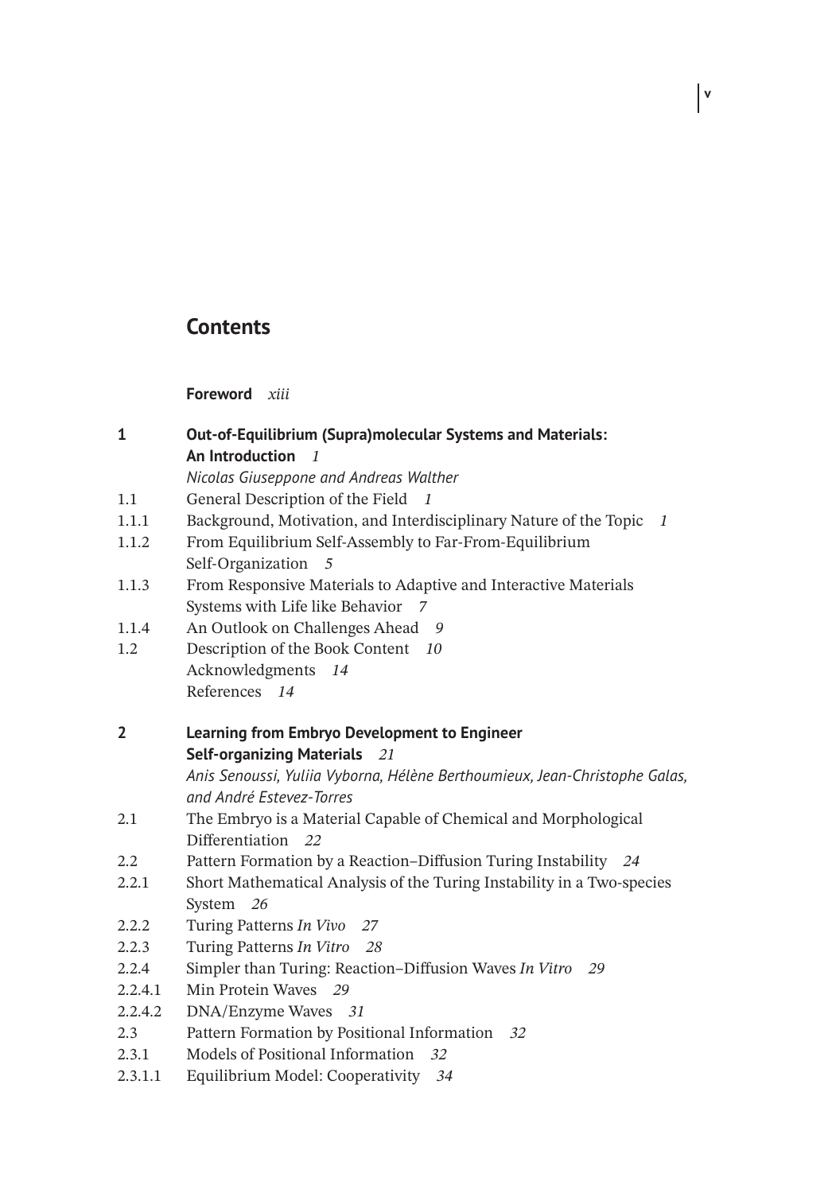# Contents

**Foreword** *xiii*

**1 Out-of-Equilibrium (Supra)molecular Systems and Materials: An Introduction** *1*
*Nicolas Giuseppone and Andreas Walther*

1.1 General Description of the Field *1*
1.1.1 Background, Motivation, and Interdisciplinary Nature of the Topic *1*
1.1.2 From Equilibrium Self-Assembly to Far-From-Equilibrium Self-Organization *5*
1.1.3 From Responsive Materials to Adaptive and Interactive Materials Systems with Life like Behavior *7*
1.1.4 An Outlook on Challenges Ahead *9*
1.2 Description of the Book Content *10*
Acknowledgments *14*
References *14*

**2 Learning from Embryo Development to Engineer Self-organizing Materials** *21*
*Anis Senoussi, Yuliia Vyborna, Hélène Berthoumieux, Jean-Christophe Galas, and André Estevez-Torres*

2.1 The Embryo is a Material Capable of Chemical and Morphological Differentiation *22*
2.2 Pattern Formation by a Reaction–Diffusion Turing Instability *24*
2.2.1 Short Mathematical Analysis of the Turing Instability in a Two-species System *26*
2.2.2 Turing Patterns *In Vivo* *27*
2.2.3 Turing Patterns *In Vitro* *28*
2.2.4 Simpler than Turing: Reaction–Diffusion Waves *In Vitro* *29*
2.2.4.1 Min Protein Waves *29*
2.2.4.2 DNA/Enzyme Waves *31*
2.3 Pattern Formation by Positional Information *32*
2.3.1 Models of Positional Information *32*
2.3.1.1 Equilibrium Model: Cooperativity *34*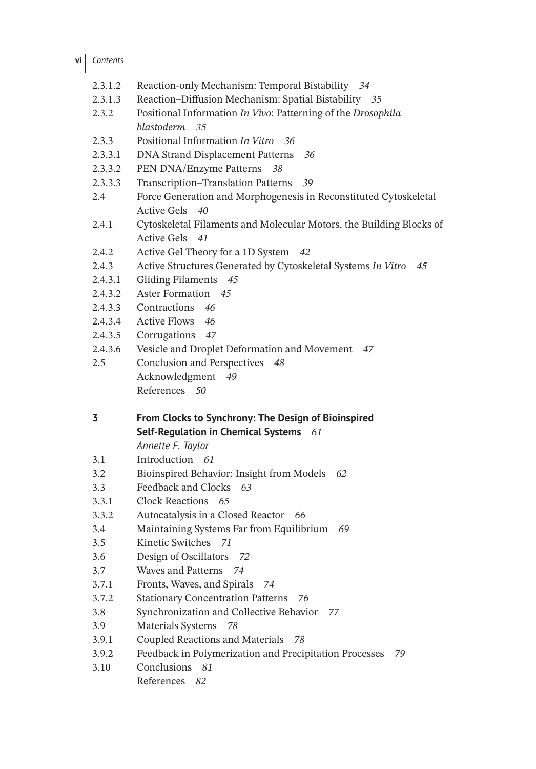2.3.1.2 Reaction-only Mechanism: Temporal Bistability *34*
2.3.1.3 Reaction–Diffusion Mechanism: Spatial Bistability *35*
2.3.2 Positional Information *In Vivo*: Patterning of the *Drosophila blastoderm* *35*
2.3.3 Positional Information *In Vitro* *36*
2.3.3.1 DNA Strand Displacement Patterns *36*
2.3.3.2 PEN DNA/Enzyme Patterns *38*
2.3.3.3 Transcription–Translation Patterns *39*
2.4 Force Generation and Morphogenesis in Reconstituted Cytoskeletal Active Gels *40*
2.4.1 Cytoskeletal Filaments and Molecular Motors, the Building Blocks of Active Gels *41*
2.4.2 Active Gel Theory for a 1D System *42*
2.4.3 Active Structures Generated by Cytoskeletal Systems *In Vitro* *45*
2.4.3.1 Gliding Filaments *45*
2.4.3.2 Aster Formation *45*
2.4.3.3 Contractions *46*
2.4.3.4 Active Flows *46*
2.4.3.5 Corrugations *47*
2.4.3.6 Vesicle and Droplet Deformation and Movement *47*
2.5 Conclusion and Perspectives *48*
Acknowledgment *49*
References *50*

**3 From Clocks to Synchrony: The Design of Bioinspired Self-Regulation in Chemical Systems** *61*
*Annette F. Taylor*

3.1 Introduction *61*
3.2 Bioinspired Behavior: Insight from Models *62*
3.3 Feedback and Clocks *63*
3.3.1 Clock Reactions *65*
3.3.2 Autocatalysis in a Closed Reactor *66*
3.4 Maintaining Systems Far from Equilibrium *69*
3.5 Kinetic Switches *71*
3.6 Design of Oscillators *72*
3.7 Waves and Patterns *74*
3.7.1 Fronts, Waves, and Spirals *74*
3.7.2 Stationary Concentration Patterns *76*
3.8 Synchronization and Collective Behavior *77*
3.9 Materials Systems *78*
3.9.1 Coupled Reactions and Materials *78*
3.9.2 Feedback in Polymerization and Precipitation Processes *79*
3.10 Conclusions *81*
References *82*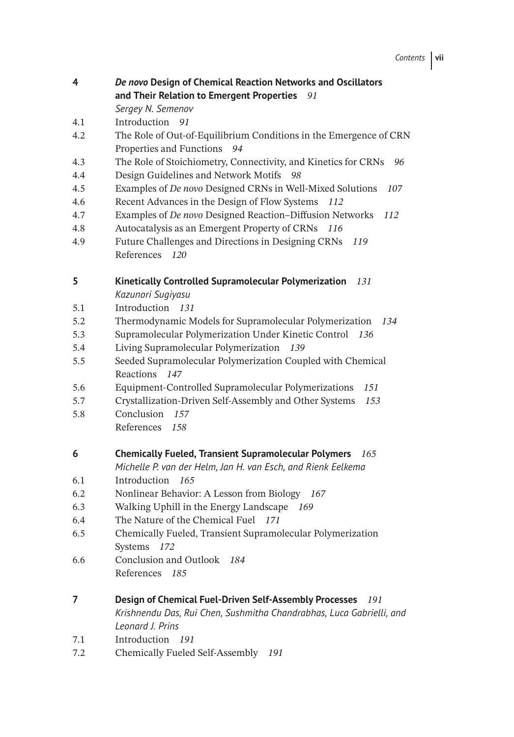**4** ***De novo* Design of Chemical Reaction Networks and Oscillators and Their Relation to Emergent Properties** *91*
*Sergey N. Semenov*

4.1 Introduction *91*
4.2 The Role of Out-of-Equilibrium Conditions in the Emergence of CRN Properties and Functions *94*
4.3 The Role of Stoichiometry, Connectivity, and Kinetics for CRNs *96*
4.4 Design Guidelines and Network Motifs *98*
4.5 Examples of *De novo* Designed CRNs in Well-Mixed Solutions *107*
4.6 Recent Advances in the Design of Flow Systems *112*
4.7 Examples of *De novo* Designed Reaction–Diffusion Networks *112*
4.8 Autocatalysis as an Emergent Property of CRNs *116*
4.9 Future Challenges and Directions in Designing CRNs *119*
References *120*

**5** **Kinetically Controlled Supramolecular Polymerization** *131*
*Kazunori Sugiyasu*

5.1 Introduction *131*
5.2 Thermodynamic Models for Supramolecular Polymerization *134*
5.3 Supramolecular Polymerization Under Kinetic Control *136*
5.4 Living Supramolecular Polymerization *139*
5.5 Seeded Supramolecular Polymerization Coupled with Chemical Reactions *147*
5.6 Equipment-Controlled Supramolecular Polymerizations *151*
5.7 Crystallization-Driven Self-Assembly and Other Systems *153*
5.8 Conclusion *157*
References *158*

**6** **Chemically Fueled, Transient Supramolecular Polymers** *165*
*Michelle P. van der Helm, Jan H. van Esch, and Rienk Eelkema*

6.1 Introduction *165*
6.2 Nonlinear Behavior: A Lesson from Biology *167*
6.3 Walking Uphill in the Energy Landscape *169*
6.4 The Nature of the Chemical Fuel *171*
6.5 Chemically Fueled, Transient Supramolecular Polymerization Systems *172*
6.6 Conclusion and Outlook *184*
References *185*

**7** **Design of Chemical Fuel-Driven Self-Assembly Processes** *191*
*Krishnendu Das, Rui Chen, Sushmitha Chandrabhas, Luca Gabrielli, and Leonard J. Prins*

7.1 Introduction *191*
7.2 Chemically Fueled Self-Assembly *191*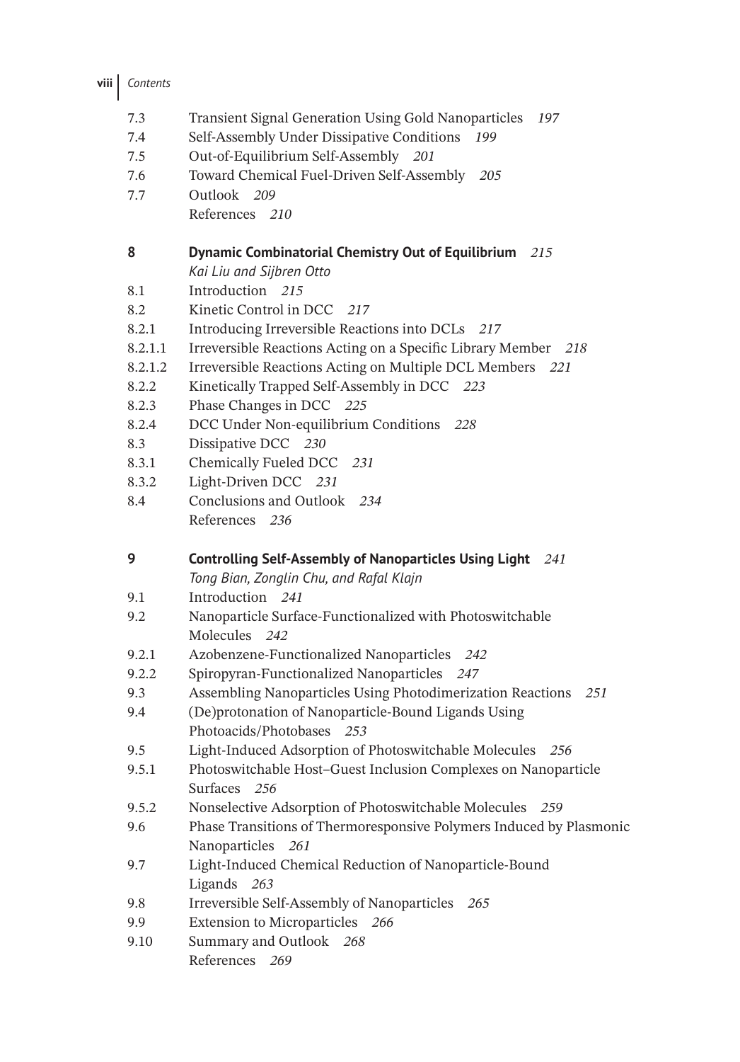7.3 Transient Signal Generation Using Gold Nanoparticles *197*
7.4 Self-Assembly Under Dissipative Conditions *199*
7.5 Out-of-Equilibrium Self-Assembly *201*
7.6 Toward Chemical Fuel-Driven Self-Assembly *205*
7.7 Outlook *209*
References *210*

**8 Dynamic Combinatorial Chemistry Out of Equilibrium** *215*
*Kai Liu and Sijbren Otto*

8.1 Introduction *215*
8.2 Kinetic Control in DCC *217*
8.2.1 Introducing Irreversible Reactions into DCLs *217*
8.2.1.1 Irreversible Reactions Acting on a Specific Library Member *218*
8.2.1.2 Irreversible Reactions Acting on Multiple DCL Members *221*
8.2.2 Kinetically Trapped Self-Assembly in DCC *223*
8.2.3 Phase Changes in DCC *225*
8.2.4 DCC Under Non-equilibrium Conditions *228*
8.3 Dissipative DCC *230*
8.3.1 Chemically Fueled DCC *231*
8.3.2 Light-Driven DCC *231*
8.4 Conclusions and Outlook *234*
References *236*

**9 Controlling Self-Assembly of Nanoparticles Using Light** *241*
*Tong Bian, Zonglin Chu, and Rafal Klajn*

9.1 Introduction *241*
9.2 Nanoparticle Surface-Functionalized with Photoswitchable Molecules *242*
9.2.1 Azobenzene-Functionalized Nanoparticles *242*
9.2.2 Spiropyran-Functionalized Nanoparticles *247*
9.3 Assembling Nanoparticles Using Photodimerization Reactions *251*
9.4 (De)protonation of Nanoparticle-Bound Ligands Using Photoacids/Photobases *253*
9.5 Light-Induced Adsorption of Photoswitchable Molecules *256*
9.5.1 Photoswitchable Host–Guest Inclusion Complexes on Nanoparticle Surfaces *256*
9.5.2 Nonselective Adsorption of Photoswitchable Molecules *259*
9.6 Phase Transitions of Thermoresponsive Polymers Induced by Plasmonic Nanoparticles *261*
9.7 Light-Induced Chemical Reduction of Nanoparticle-Bound Ligands *263*
9.8 Irreversible Self-Assembly of Nanoparticles *265*
9.9 Extension to Microparticles *266*
9.10 Summary and Outlook *268*
References *269*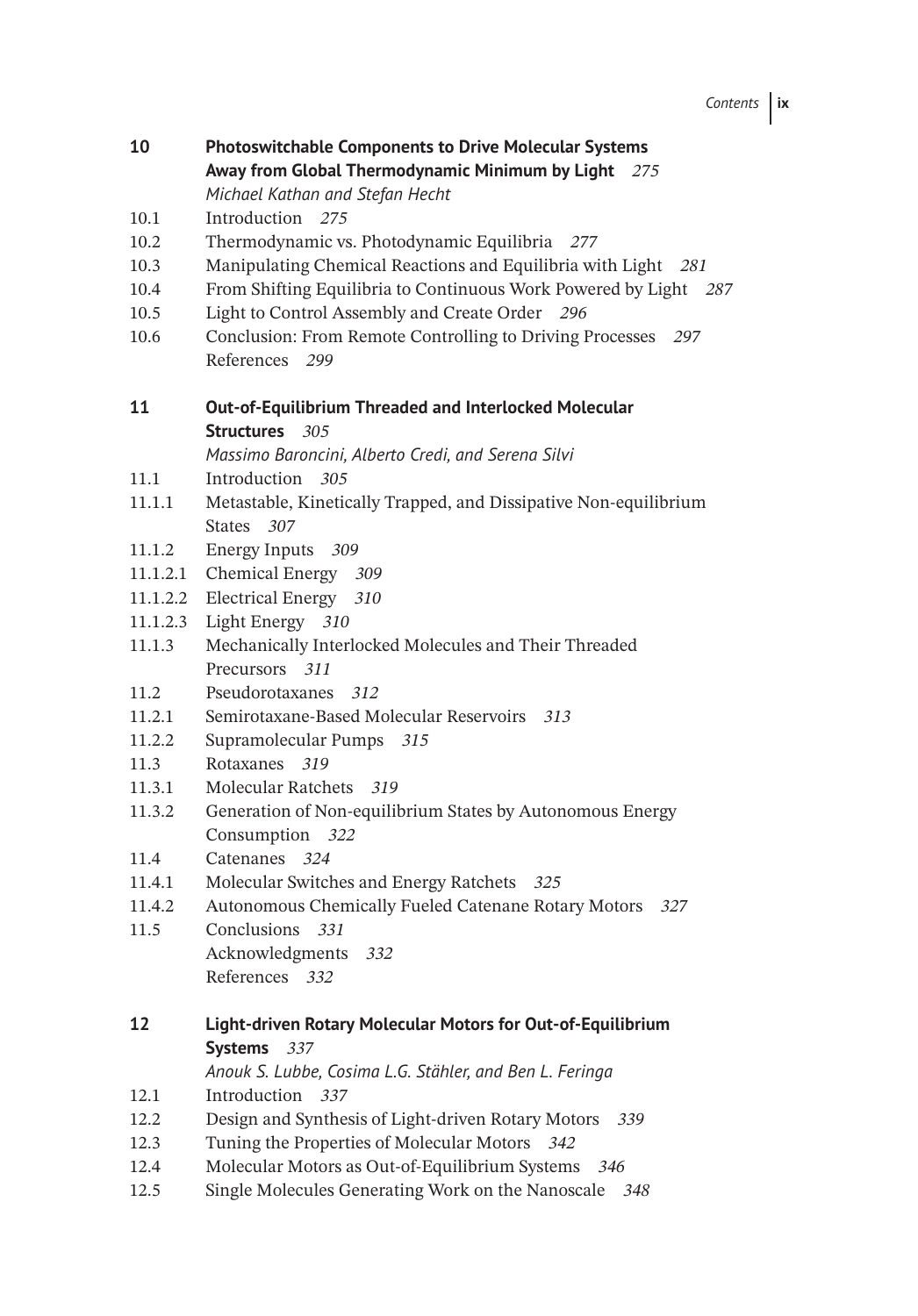**10 Photoswitchable Components to Drive Molecular Systems Away from Global Thermodynamic Minimum by Light** *275*

*Michael Kathan and Stefan Hecht*

- 10.1 Introduction *275*
- 10.2 Thermodynamic vs. Photodynamic Equilibria *277*
- 10.3 Manipulating Chemical Reactions and Equilibria with Light *281*
- 10.4 From Shifting Equilibria to Continuous Work Powered by Light *287*
- 10.5 Light to Control Assembly and Create Order *296*
- 10.6 Conclusion: From Remote Controlling to Driving Processes *297*
- References *299*

**11 Out-of-Equilibrium Threaded and Interlocked Molecular Structures** *305*

*Massimo Baroncini, Alberto Credi, and Serena Silvi*

- 11.1 Introduction *305*
- 11.1.1 Metastable, Kinetically Trapped, and Dissipative Non-equilibrium States *307*
- 11.1.2 Energy Inputs *309*
- 11.1.2.1 Chemical Energy *309*
- 11.1.2.2 Electrical Energy *310*
- 11.1.2.3 Light Energy *310*
- 11.1.3 Mechanically Interlocked Molecules and Their Threaded Precursors *311*
- 11.2 Pseudorotaxanes *312*
- 11.2.1 Semirotaxane-Based Molecular Reservoirs *313*
- 11.2.2 Supramolecular Pumps *315*
- 11.3 Rotaxanes *319*
- 11.3.1 Molecular Ratchets *319*
- 11.3.2 Generation of Non-equilibrium States by Autonomous Energy Consumption *322*
- 11.4 Catenanes *324*
- 11.4.1 Molecular Switches and Energy Ratchets *325*
- 11.4.2 Autonomous Chemically Fueled Catenane Rotary Motors *327*
- 11.5 Conclusions *331*
- Acknowledgments *332*
- References *332*

**12 Light-driven Rotary Molecular Motors for Out-of-Equilibrium Systems** *337*

*Anouk S. Lubbe, Cosima L.G. Stähler, and Ben L. Feringa*

- 12.1 Introduction *337*
- 12.2 Design and Synthesis of Light-driven Rotary Motors *339*
- 12.3 Tuning the Properties of Molecular Motors *342*
- 12.4 Molecular Motors as Out-of-Equilibrium Systems *346*
- 12.5 Single Molecules Generating Work on the Nanoscale *348*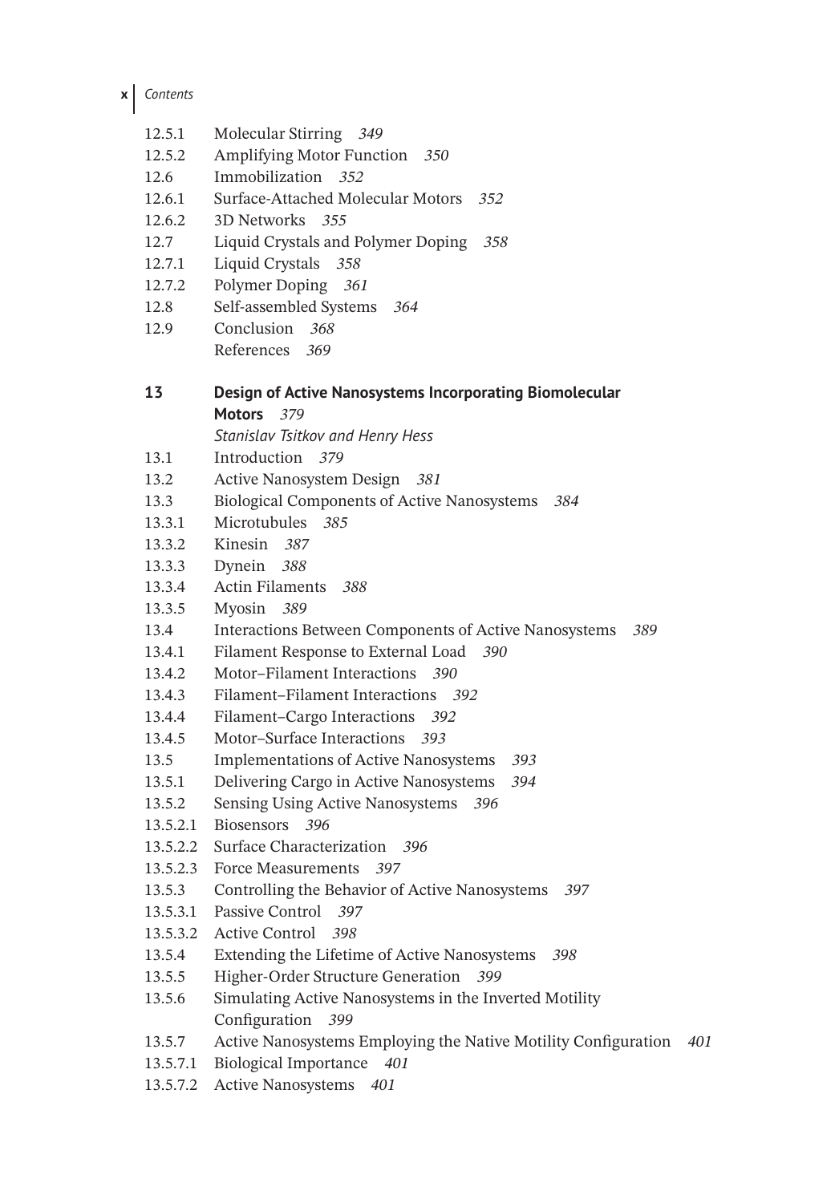12.5.1 Molecular Stirring *349*
12.5.2 Amplifying Motor Function *350*
12.6 Immobilization *352*
12.6.1 Surface-Attached Molecular Motors *352*
12.6.2 3D Networks *355*
12.7 Liquid Crystals and Polymer Doping *358*
12.7.1 Liquid Crystals *358*
12.7.2 Polymer Doping *361*
12.8 Self-assembled Systems *364*
12.9 Conclusion *368*
References *369*

**13 Design of Active Nanosystems Incorporating Biomolecular Motors** *379*
*Stanislav Tsitkov and Henry Hess*

13.1 Introduction *379*
13.2 Active Nanosystem Design *381*
13.3 Biological Components of Active Nanosystems *384*
13.3.1 Microtubules *385*
13.3.2 Kinesin *387*
13.3.3 Dynein *388*
13.3.4 Actin Filaments *388*
13.3.5 Myosin *389*
13.4 Interactions Between Components of Active Nanosystems *389*
13.4.1 Filament Response to External Load *390*
13.4.2 Motor–Filament Interactions *390*
13.4.3 Filament–Filament Interactions *392*
13.4.4 Filament–Cargo Interactions *392*
13.4.5 Motor–Surface Interactions *393*
13.5 Implementations of Active Nanosystems *393*
13.5.1 Delivering Cargo in Active Nanosystems *394*
13.5.2 Sensing Using Active Nanosystems *396*
13.5.2.1 Biosensors *396*
13.5.2.2 Surface Characterization *396*
13.5.2.3 Force Measurements *397*
13.5.3 Controlling the Behavior of Active Nanosystems *397*
13.5.3.1 Passive Control *397*
13.5.3.2 Active Control *398*
13.5.4 Extending the Lifetime of Active Nanosystems *398*
13.5.5 Higher-Order Structure Generation *399*
13.5.6 Simulating Active Nanosystems in the Inverted Motility Configuration *399*
13.5.7 Active Nanosystems Employing the Native Motility Configuration *401*
13.5.7.1 Biological Importance *401*
13.5.7.2 Active Nanosystems *401*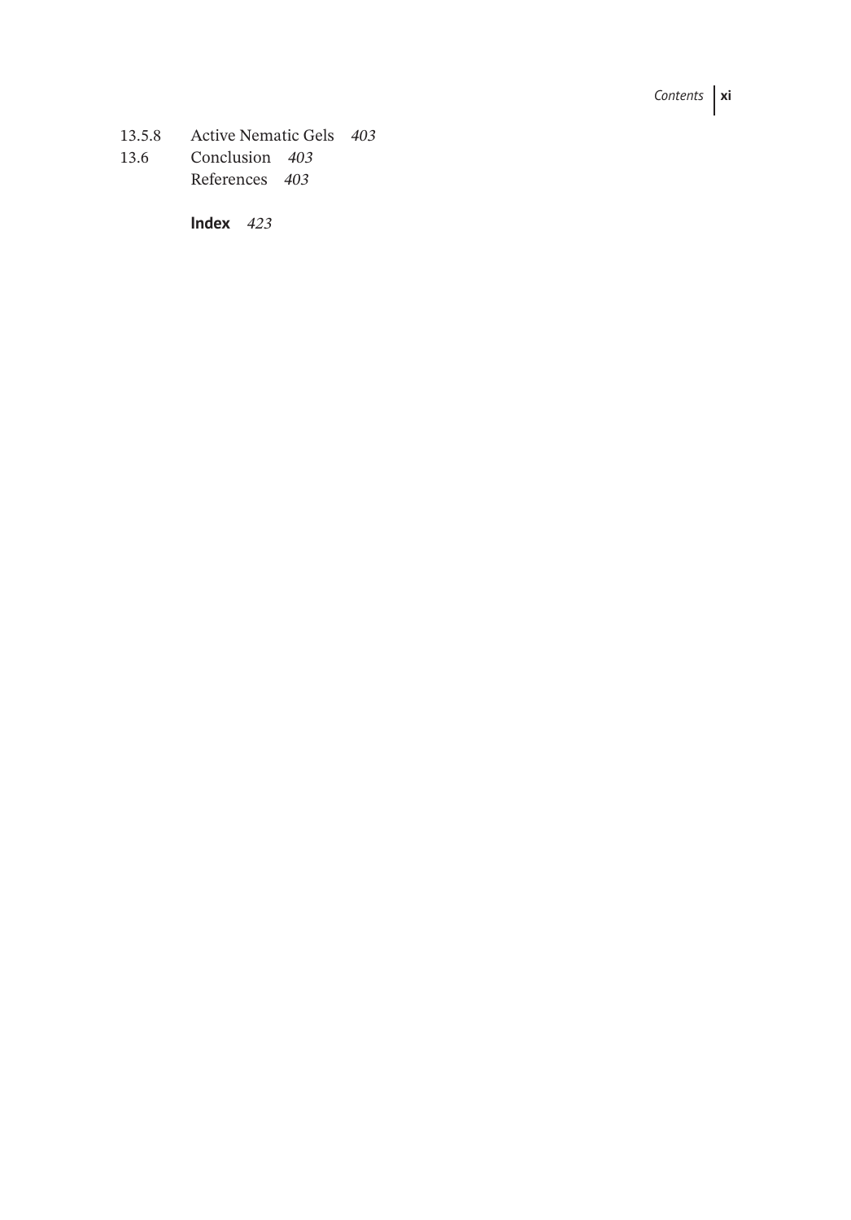13.5.8 Active Nematic Gels *403*

13.6 Conclusion *403*

References *403*

**Index** *423*